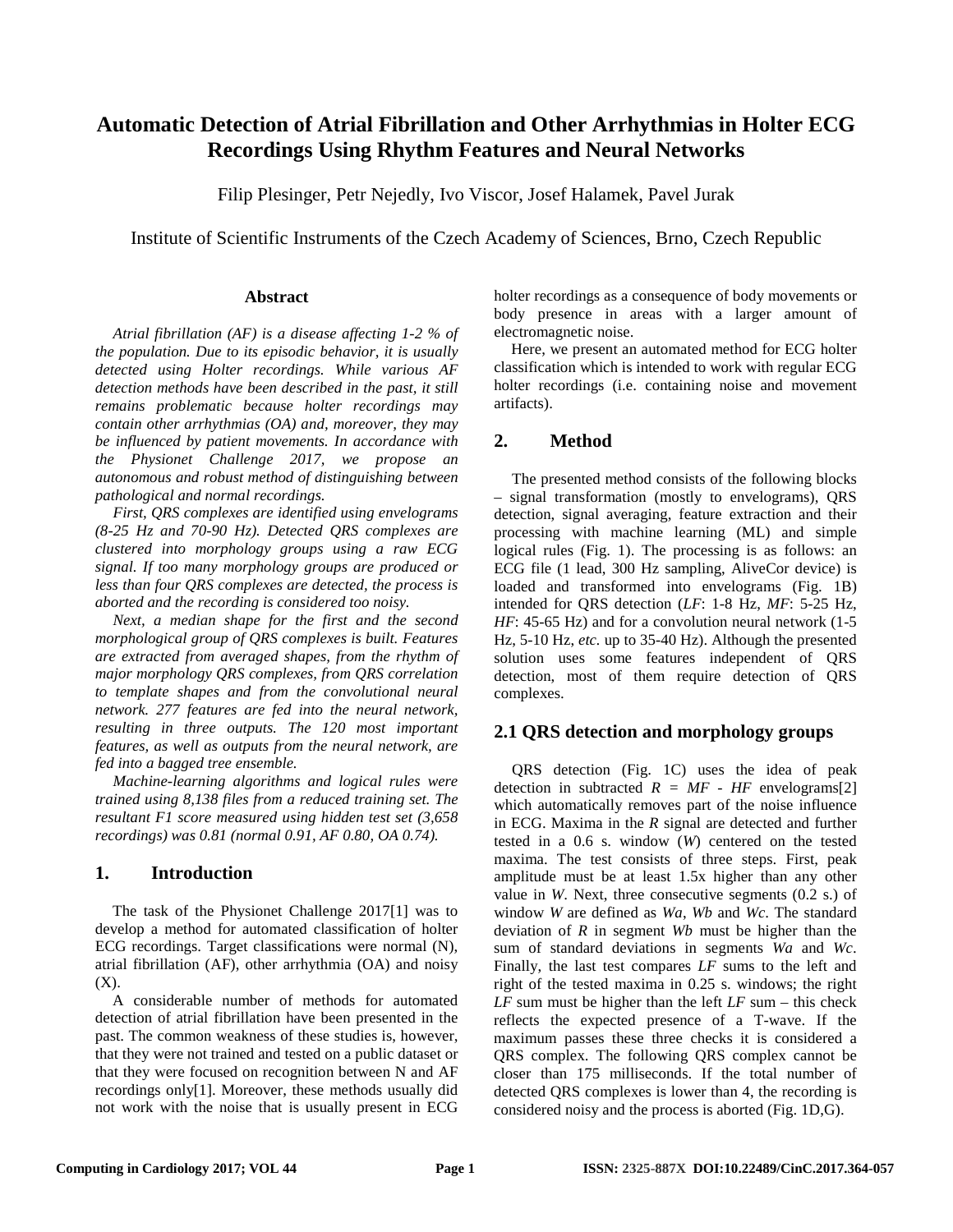# Automatic Detection of Atrial Fibrillation and Other Arrhythmias in Holter ECG Recordings Using Rhythm Features and Neural Networks

Filip Plesinger, Petr Nejedly, Ivo Viscor, Josef Halamek, Pavel Jurak

Institute of Scientific Instruments of the Czech Academy of Sciences, Brno, Czech Republic

## Abstract

*Atrial fibrillation (AF) is a disease affecting 1-2 % of the population. Due to its episodic behavior, it is usually detected using Holter recordings. While various AF detection methods have been described in the past, it still remains problematic because holter recordings may contain other arrhythmias (OA) and, moreover, they may be influenced by patient movements. In accordance with the Physionet Challenge 2017, we propose an autonomous and robust method of distinguishing between pathological and normal recordings.*

*First, QRS complexes are identified using envelograms (8-25 Hz and 70-90 Hz). Detected QRS complexes are clustered into morphology groups using a raw ECG signal. If too many morphology groups are produced or less than four QRS complexes are detected, the process is aborted and the recording is considered too noisy.*

*Next, a median shape for the first and the second morphological group of QRS complexes is built. Features are extracted from averaged shapes, from the rhythm of major morphology QRS complexes, from QRS correlation to template shapes and from the convolutional neural network. 277 features are fed into the neural network, resulting in three outputs. The 120 most important features, as well as outputs from the neural network, are fed into a bagged tree ensemble.*

*Machine-learning algorithms and logical rules were trained using 8,138 files from a reduced training set. The resultant F1 score measured using hidden test set (3,658 recordings) was 0.81 (normal 0.91, AF 0.80, OA 0.74).*

## 1. Introduction

The task of the Physionet Challenge 2017[1] was to develop a method for automated classification of holter ECG recordings. Target classifications were normal (N), atrial fibrillation (AF), other arrhythmia (OA) and noisy (X).

A considerable number of methods for automated detection of atrial fibrillation have been presented in the past. The common weakness of these studies is, however, that they were not trained and tested on a public dataset or that they were focused on recognition between N and AF recordings only[1]. Moreover, these methods usually did not work with the noise that is usually present in ECG holter recordings as a consequence of body movements or body presence in areas with a larger amount of electromagnetic noise.

Here, we present an automated method for ECG holter classification which is intended to work with regular ECG holter recordings (i.e. containing noise and movement artifacts).

## 2. Method

The presented method consists of the following blocks – signal transformation (mostly to envelograms), QRS detection, signal averaging, feature extraction and their processing with machine learning (ML) and simple logical rules (Fig. 1). The processing is as follows: an ECG file (1 lead, 300 Hz sampling, AliveCor device) is loaded and transformed into envelograms (Fig. 1B) intended for QRS detection (*LF*: 1-8 Hz, *MF*: 5-25 Hz, *HF*: 45-65 Hz) and for a convolution neural network (1-5 Hz, 5-10 Hz, *etc.* up to 35-40 Hz). Although the presented solution uses some features independent of QRS detection, most of them require detection of QRS complexes.

## 2.1 QRS detection and morphology groups

QRS detection (Fig. 1C) uses the idea of peak detection in subtracted $R = MF - HF$ envelograms[2] which automatically removes part of the noise influence in ECG. Maxima in the *R* signal are detected and further tested in a 0.6 s. window (*W*) centered on the tested maxima. The test consists of three steps. First, peak amplitude must be at least 1.5x higher than any other value in *W*. Next, three consecutive segments (0.2 s.) of window *W* are defined as *Wa*, *Wb* and *Wc*. The standard deviation of *R* in segment *Wb* must be higher than the sum of standard deviations in segments *Wa* and *Wc*. Finally, the last test compares *LF* sums to the left and right of the tested maxima in 0.25 s. windows; the right *LF* sum must be higher than the left *LF* sum – this check reflects the expected presence of a T-wave. If the maximum passes these three checks it is considered a QRS complex. The following QRS complex cannot be closer than 175 milliseconds. If the total number of detected QRS complexes is lower than 4, the recording is considered noisy and the process is aborted (Fig. 1D,G).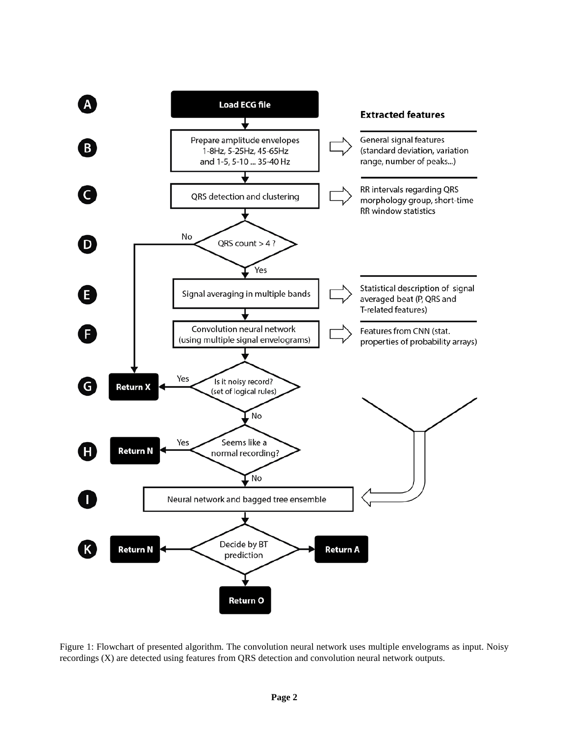**A** — Load ECG file

**B** — Prepare amplitude envelopes 1-8Hz, 5-25Hz, 45-65Hz and 1-5, 5-10 ... 35-40 Hz → General signal features (standard deviation, variation range, number of peaks...)

**C** — QRS detection and clustering → RR intervals regarding QRS morphology group, short-time RR window statistics

**D** — QRS count > 4 ? (No → Return X; Yes → continue)

**E** — Signal averaging in multiple bands → Statistical description of signal averaged beat (P, QRS and T-related features)

**F** — Convolution neural network (using multiple signal envelograms) → Features from CNN (stat. properties of probability arrays)

**G** — Is it noisy record? (set of logical rules) — Yes → Return X; No → continue

**H** — Seems like a normal recording? — Yes → Return N; No → continue

**I** — Neural network and bagged tree ensemble (input: extracted features)

**K** — Decide by BT prediction → Return N / Return A / Return O

**Extracted features**

- General signal features (standard deviation, variation range, number of peaks...)
- RR intervals regarding QRS morphology group, short-time RR window statistics
- Statistical description of signal averaged beat (P, QRS and T-related features)
- Features from CNN (stat. properties of probability arrays)

Figure 1: Flowchart of presented algorithm. The convolution neural network uses multiple envelograms as input. Noisy recordings (X) are detected using features from QRS detection and convolution neural network outputs.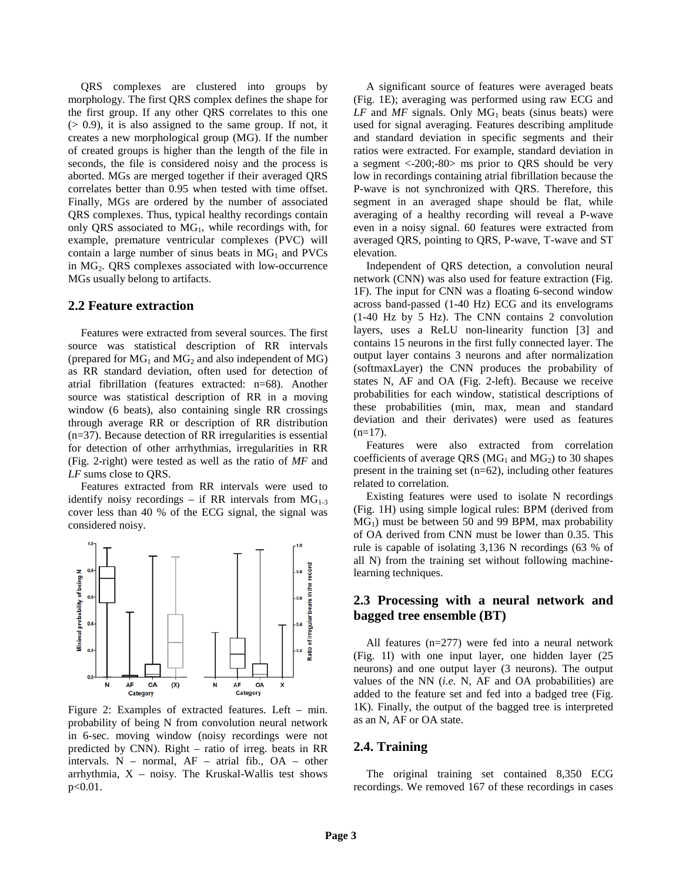QRS complexes are clustered into groups by morphology. The first QRS complex defines the shape for the first group. If any other QRS correlates to this one (> 0.9), it is also assigned to the same group. If not, it creates a new morphological group (MG). If the number of created groups is higher than the length of the file in seconds, the file is considered noisy and the process is aborted. MGs are merged together if their averaged QRS correlates better than 0.95 when tested with time offset. Finally, MGs are ordered by the number of associated QRS complexes. Thus, typical healthy recordings contain only QRS associated to $MG_1$, while recordings with, for example, premature ventricular complexes (PVC) will contain a large number of sinus beats in $MG_1$ and PVCs in $MG_2$. QRS complexes associated with low-occurrence MGs usually belong to artifacts.

## 2.2 Feature extraction

Features were extracted from several sources. The first source was statistical description of RR intervals (prepared for $MG_1$ and $MG_2$ and also independent of MG) as RR standard deviation, often used for detection of atrial fibrillation (features extracted: n=68). Another source was statistical description of RR in a moving window (6 beats), also containing single RR crossings through average RR or description of RR distribution (n=37). Because detection of RR irregularities is essential for detection of other arrhythmias, irregularities in RR (Fig. 2-right) were tested as well as the ratio of *MF* and *LF* sums close to QRS.

Features extracted from RR intervals were used to identify noisy recordings – if RR intervals from $MG_{1\text{-}3}$ cover less than 40 % of the ECG signal, the signal was considered noisy.

Figure 2: Examples of extracted features. Left – min. probability of being N from convolution neural network in 6-sec. moving window (noisy recordings were not predicted by CNN). Right – ratio of irreg. beats in RR intervals. N – normal, AF – atrial fib., OA – other arrhythmia, X – noisy. The Kruskal-Wallis test shows p<0.01.

A significant source of features were averaged beats (Fig. 1E); averaging was performed using raw ECG and *LF* and *MF* signals. Only $MG_1$ beats (sinus beats) were used for signal averaging. Features describing amplitude and standard deviation in specific segments and their ratios were extracted. For example, standard deviation in a segment <-200;-80> ms prior to QRS should be very low in recordings containing atrial fibrillation because the P-wave is not synchronized with QRS. Therefore, this segment in an averaged shape should be flat, while averaging of a healthy recording will reveal a P-wave even in a noisy signal. 60 features were extracted from averaged QRS, pointing to QRS, P-wave, T-wave and ST elevation.

Independent of QRS detection, a convolution neural network (CNN) was also used for feature extraction (Fig. 1F). The input for CNN was a floating 6-second window across band-passed (1-40 Hz) ECG and its envelograms (1-40 Hz by 5 Hz). The CNN contains 2 convolution layers, uses a ReLU non-linearity function [3] and contains 15 neurons in the first fully connected layer. The output layer contains 3 neurons and after normalization (softmaxLayer) the CNN produces the probability of states N, AF and OA (Fig. 2-left). Because we receive probabilities for each window, statistical descriptions of these probabilities (min, max, mean and standard deviation and their derivates) were used as features (n=17).

Features were also extracted from correlation coefficients of average QRS ($MG_1$ and $MG_2$) to 30 shapes present in the training set (n=62), including other features related to correlation.

Existing features were used to isolate N recordings (Fig. 1H) using simple logical rules: BPM (derived from $MG_1$) must be between 50 and 99 BPM, max probability of OA derived from CNN must be lower than 0.35. This rule is capable of isolating 3,136 N recordings (63 % of all N) from the training set without following machine-learning techniques.

## 2.3 Processing with a neural network and bagged tree ensemble (BT)

All features (n=277) were fed into a neural network (Fig. 1I) with one input layer, one hidden layer (25 neurons) and one output layer (3 neurons). The output values of the NN (*i.e.* N, AF and OA probabilities) are added to the feature set and fed into a badged tree (Fig. 1K). Finally, the output of the bagged tree is interpreted as an N, AF or OA state.

## 2.4. Training

The original training set contained 8,350 ECG recordings. We removed 167 of these recordings in cases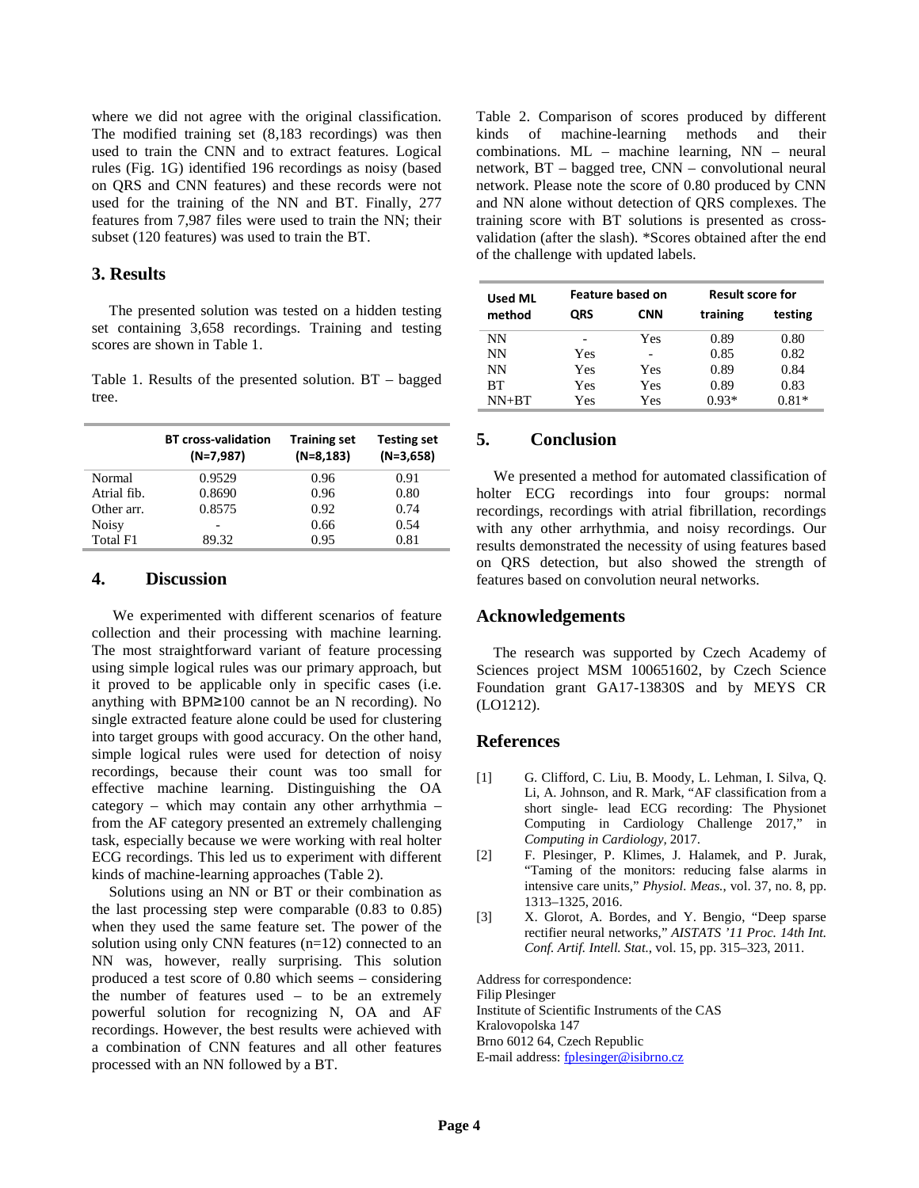where we did not agree with the original classification. The modified training set (8,183 recordings) was then used to train the CNN and to extract features. Logical rules (Fig. 1G) identified 196 recordings as noisy (based on QRS and CNN features) and these records were not used for the training of the NN and BT. Finally, 277 features from 7,987 files were used to train the NN; their subset (120 features) was used to train the BT.

## 3. Results

The presented solution was tested on a hidden testing set containing 3,658 recordings. Training and testing scores are shown in Table 1.

Table 1. Results of the presented solution. BT – bagged tree.

| | BT cross-validation (N=7,987) | Training set (N=8,183) | Testing set (N=3,658) |
|---|---|---|---|
| Normal | 0.9529 | 0.96 | 0.91 |
| Atrial fib. | 0.8690 | 0.96 | 0.80 |
| Other arr. | 0.8575 | 0.92 | 0.74 |
| Noisy | - | 0.66 | 0.54 |
| Total F1 | 89.32 | 0.95 | 0.81 |

## 4. Discussion

We experimented with different scenarios of feature collection and their processing with machine learning. The most straightforward variant of feature processing using simple logical rules was our primary approach, but it proved to be applicable only in specific cases (i.e. anything with BPM≥100 cannot be an N recording). No single extracted feature alone could be used for clustering into target groups with good accuracy. On the other hand, simple logical rules were used for detection of noisy recordings, because their count was too small for effective machine learning. Distinguishing the OA category – which may contain any other arrhythmia – from the AF category presented an extremely challenging task, especially because we were working with real holter ECG recordings. This led us to experiment with different kinds of machine-learning approaches (Table 2).

Solutions using an NN or BT or their combination as the last processing step were comparable (0.83 to 0.85) when they used the same feature set. The power of the solution using only CNN features (n=12) connected to an NN was, however, really surprising. This solution produced a test score of 0.80 which seems – considering the number of features used – to be an extremely powerful solution for recognizing N, OA and AF recordings. However, the best results were achieved with a combination of CNN features and all other features processed with an NN followed by a BT.

Table 2. Comparison of scores produced by different kinds of machine-learning methods and their combinations. ML – machine learning, NN – neural network, BT – bagged tree, CNN – convolutional neural network. Please note the score of 0.80 produced by CNN and NN alone without detection of QRS complexes. The training score with BT solutions is presented as cross-validation (after the slash). *Scores obtained after the end of the challenge with updated labels.

| Used ML method | Feature based on | | Result score for | |
|---|---|---|---|---|
| | QRS | CNN | training | testing |
| NN | - | Yes | 0.89 | 0.80 |
| NN | Yes | - | 0.85 | 0.82 |
| NN | Yes | Yes | 0.89 | 0.84 |
| BT | Yes | Yes | 0.89 | 0.83 |
| NN+BT | Yes | Yes | 0.93* | 0.81* |

## 5. Conclusion

We presented a method for automated classification of holter ECG recordings into four groups: normal recordings, recordings with atrial fibrillation, recordings with any other arrhythmia, and noisy recordings. Our results demonstrated the necessity of using features based on QRS detection, but also showed the strength of features based on convolution neural networks.

## Acknowledgements

The research was supported by Czech Academy of Sciences project MSM 100651602, by Czech Science Foundation grant GA17-13830S and by MEYS CR (LO1212).

## References

[1] G. Clifford, C. Liu, B. Moody, L. Lehman, I. Silva, Q. Li, A. Johnson, and R. Mark, "AF classification from a short single- lead ECG recording: The Physionet Computing in Cardiology Challenge 2017," in *Computing in Cardiology*, 2017.

[2] F. Plesinger, P. Klimes, J. Halamek, and P. Jurak, "Taming of the monitors: reducing false alarms in intensive care units," *Physiol. Meas.*, vol. 37, no. 8, pp. 1313–1325, 2016.

[3] X. Glorot, A. Bordes, and Y. Bengio, "Deep sparse rectifier neural networks," *AISTATS '11 Proc. 14th Int. Conf. Artif. Intell. Stat.*, vol. 15, pp. 315–323, 2011.

Address for correspondence:
Filip Plesinger
Institute of Scientific Instruments of the CAS
Kralovopolska 147
Brno 6012 64, Czech Republic
E-mail address: fplesinger@isibrno.cz